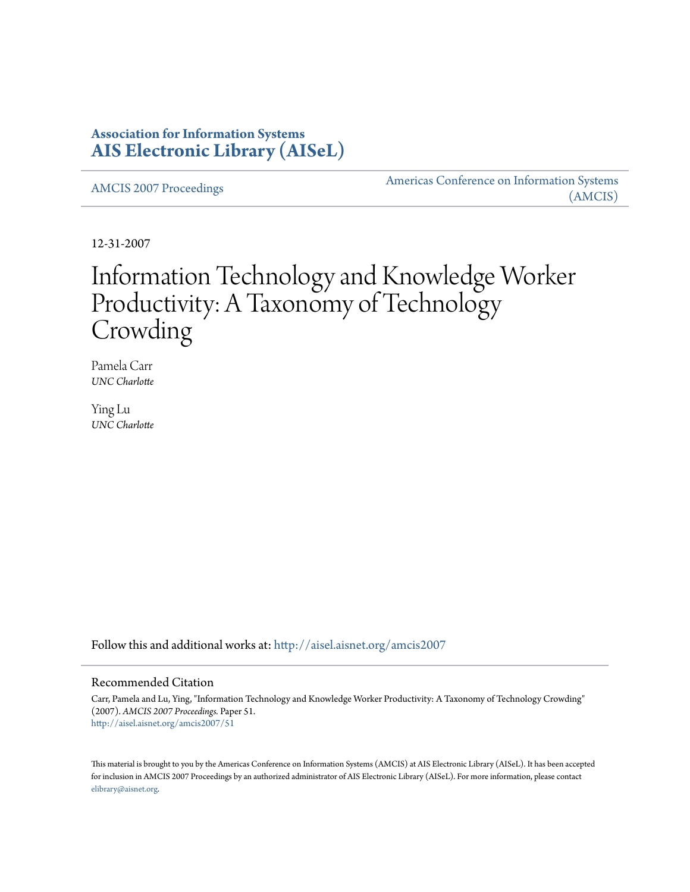# Association for Information Systems
# AIS Electronic Library (AISeL)

AMCIS 2007 Proceedings

Americas Conference on Information Systems (AMCIS)

12-31-2007

# Information Technology and Knowledge Worker Productivity: A Taxonomy of Technology Crowding

Pamela Carr
*UNC Charlotte*

Ying Lu
*UNC Charlotte*

Follow this and additional works at: http://aisel.aisnet.org/amcis2007

## Recommended Citation

Carr, Pamela and Lu, Ying, "Information Technology and Knowledge Worker Productivity: A Taxonomy of Technology Crowding" (2007). *AMCIS 2007 Proceedings*. Paper 51.
http://aisel.aisnet.org/amcis2007/51

This material is brought to you by the Americas Conference on Information Systems (AMCIS) at AIS Electronic Library (AISeL). It has been accepted for inclusion in AMCIS 2007 Proceedings by an authorized administrator of AIS Electronic Library (AISeL). For more information, please contact elibrary@aisnet.org.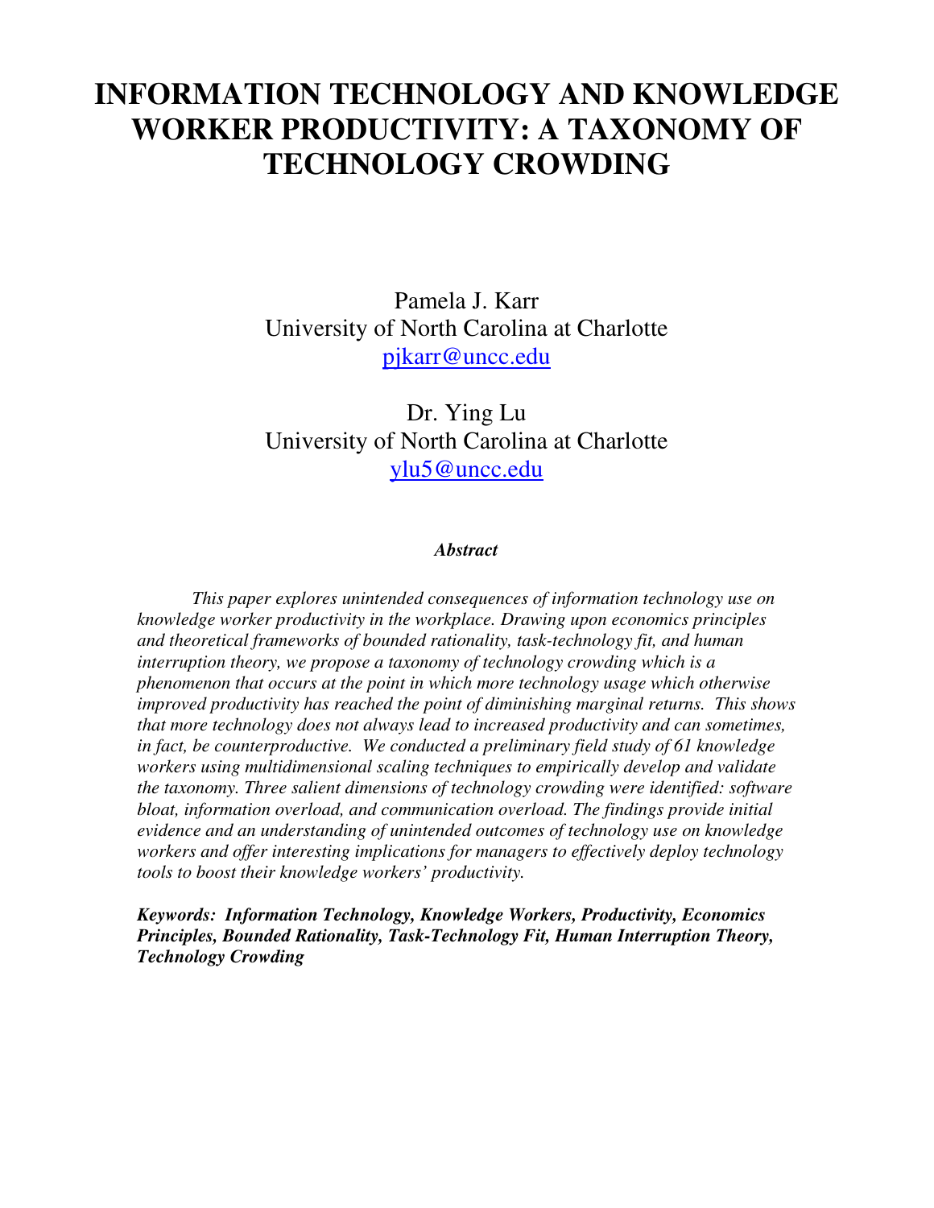# INFORMATION TECHNOLOGY AND KNOWLEDGE WORKER PRODUCTIVITY: A TAXONOMY OF TECHNOLOGY CROWDING

Pamela J. Karr
University of North Carolina at Charlotte
pjkarr@uncc.edu

Dr. Ying Lu
University of North Carolina at Charlotte
ylu5@uncc.edu

***Abstract***

*This paper explores unintended consequences of information technology use on knowledge worker productivity in the workplace. Drawing upon economics principles and theoretical frameworks of bounded rationality, task-technology fit, and human interruption theory, we propose a taxonomy of technology crowding which is a phenomenon that occurs at the point in which more technology usage which otherwise improved productivity has reached the point of diminishing marginal returns. This shows that more technology does not always lead to increased productivity and can sometimes, in fact, be counterproductive. We conducted a preliminary field study of 61 knowledge workers using multidimensional scaling techniques to empirically develop and validate the taxonomy. Three salient dimensions of technology crowding were identified: software bloat, information overload, and communication overload. The findings provide initial evidence and an understanding of unintended outcomes of technology use on knowledge workers and offer interesting implications for managers to effectively deploy technology tools to boost their knowledge workers' productivity.*

***Keywords: Information Technology, Knowledge Workers, Productivity, Economics Principles, Bounded Rationality, Task-Technology Fit, Human Interruption Theory, Technology Crowding***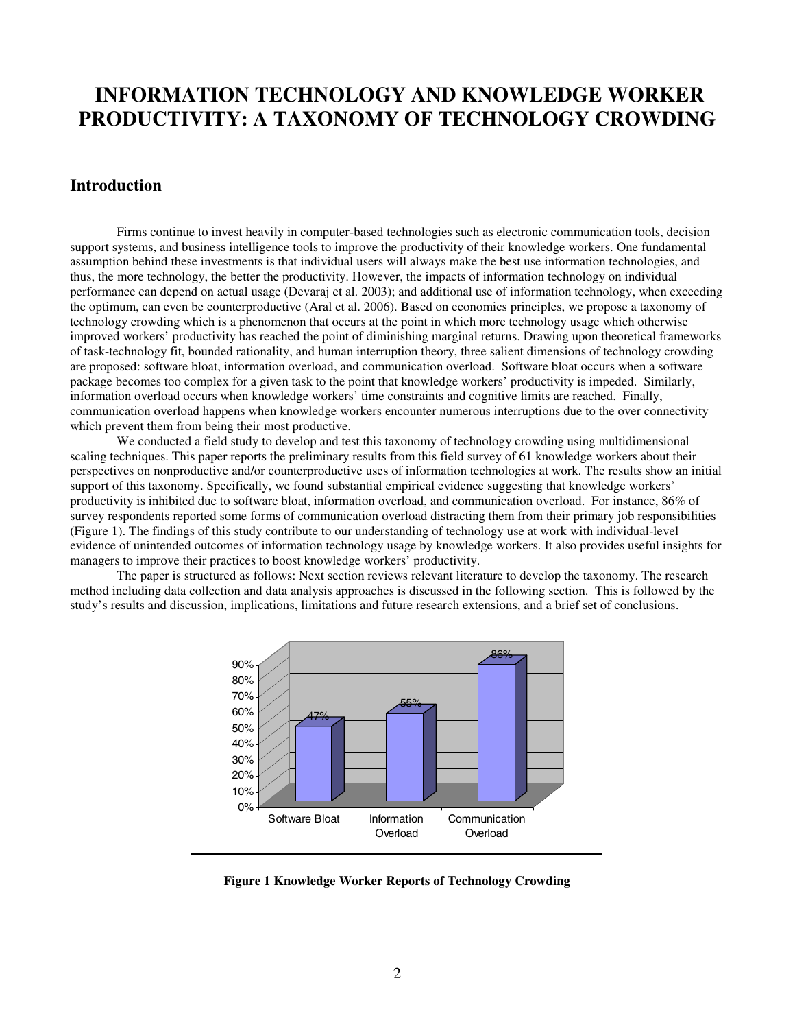# INFORMATION TECHNOLOGY AND KNOWLEDGE WORKER PRODUCTIVITY: A TAXONOMY OF TECHNOLOGY CROWDING

## Introduction

Firms continue to invest heavily in computer-based technologies such as electronic communication tools, decision support systems, and business intelligence tools to improve the productivity of their knowledge workers. One fundamental assumption behind these investments is that individual users will always make the best use information technologies, and thus, the more technology, the better the productivity. However, the impacts of information technology on individual performance can depend on actual usage (Devaraj et al. 2003); and additional use of information technology, when exceeding the optimum, can even be counterproductive (Aral et al. 2006). Based on economics principles, we propose a taxonomy of technology crowding which is a phenomenon that occurs at the point in which more technology usage which otherwise improved workers' productivity has reached the point of diminishing marginal returns. Drawing upon theoretical frameworks of task-technology fit, bounded rationality, and human interruption theory, three salient dimensions of technology crowding are proposed: software bloat, information overload, and communication overload. Software bloat occurs when a software package becomes too complex for a given task to the point that knowledge workers' productivity is impeded. Similarly, information overload occurs when knowledge workers' time constraints and cognitive limits are reached. Finally, communication overload happens when knowledge workers encounter numerous interruptions due to the over connectivity which prevent them from being their most productive.

We conducted a field study to develop and test this taxonomy of technology crowding using multidimensional scaling techniques. This paper reports the preliminary results from this field survey of 61 knowledge workers about their perspectives on nonproductive and/or counterproductive uses of information technologies at work. The results show an initial support of this taxonomy. Specifically, we found substantial empirical evidence suggesting that knowledge workers' productivity is inhibited due to software bloat, information overload, and communication overload. For instance, 86% of survey respondents reported some forms of communication overload distracting them from their primary job responsibilities (Figure 1). The findings of this study contribute to our understanding of technology use at work with individual-level evidence of unintended outcomes of information technology usage by knowledge workers. It also provides useful insights for managers to improve their practices to boost knowledge workers' productivity.

The paper is structured as follows: Next section reviews relevant literature to develop the taxonomy. The research method including data collection and data analysis approaches is discussed in the following section. This is followed by the study's results and discussion, implications, limitations and future research extensions, and a brief set of conclusions.

| | Software Bloat | Information Overload | Communication Overload |
|---|---|---|---|
| Percentage | 47% | 55% | 86% |

**Figure 1 Knowledge Worker Reports of Technology Crowding**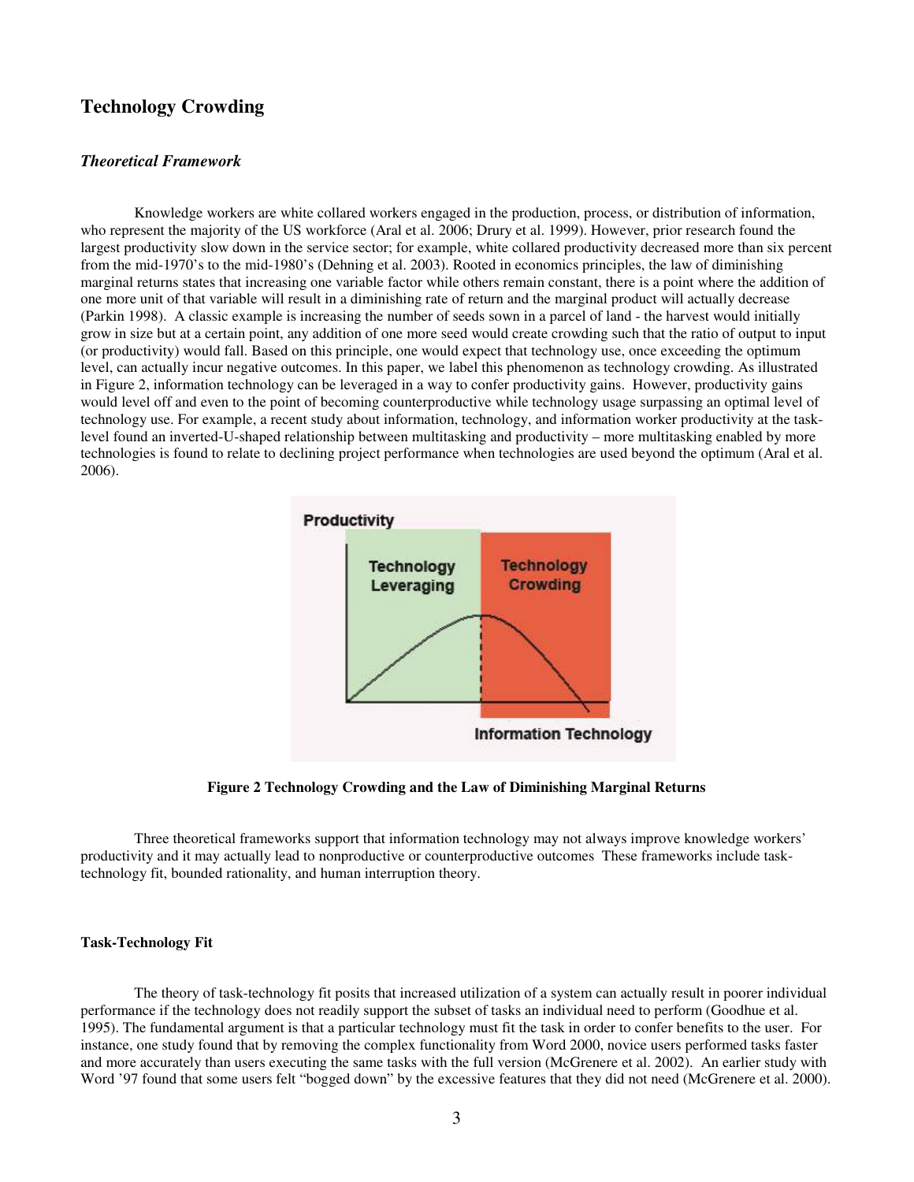## Technology Crowding

### *Theoretical Framework*

Knowledge workers are white collared workers engaged in the production, process, or distribution of information, who represent the majority of the US workforce (Aral et al. 2006; Drury et al. 1999). However, prior research found the largest productivity slow down in the service sector; for example, white collared productivity decreased more than six percent from the mid-1970's to the mid-1980's (Dehning et al. 2003). Rooted in economics principles, the law of diminishing marginal returns states that increasing one variable factor while others remain constant, there is a point where the addition of one more unit of that variable will result in a diminishing rate of return and the marginal product will actually decrease (Parkin 1998). A classic example is increasing the number of seeds sown in a parcel of land - the harvest would initially grow in size but at a certain point, any addition of one more seed would create crowding such that the ratio of output to input (or productivity) would fall. Based on this principle, one would expect that technology use, once exceeding the optimum level, can actually incur negative outcomes. In this paper, we label this phenomenon as technology crowding. As illustrated in Figure 2, information technology can be leveraged in a way to confer productivity gains. However, productivity gains would level off and even to the point of becoming counterproductive while technology usage surpassing an optimal level of technology use. For example, a recent study about information, technology, and information worker productivity at the task-level found an inverted-U-shaped relationship between multitasking and productivity – more multitasking enabled by more technologies is found to relate to declining project performance when technologies are used beyond the optimum (Aral et al. 2006).

**Figure 2 Technology Crowding and the Law of Diminishing Marginal Returns**

Three theoretical frameworks support that information technology may not always improve knowledge workers' productivity and it may actually lead to nonproductive or counterproductive outcomes These frameworks include task-technology fit, bounded rationality, and human interruption theory.

#### Task-Technology Fit

The theory of task-technology fit posits that increased utilization of a system can actually result in poorer individual performance if the technology does not readily support the subset of tasks an individual need to perform (Goodhue et al. 1995). The fundamental argument is that a particular technology must fit the task in order to confer benefits to the user. For instance, one study found that by removing the complex functionality from Word 2000, novice users performed tasks faster and more accurately than users executing the same tasks with the full version (McGrenere et al. 2002). An earlier study with Word '97 found that some users felt "bogged down" by the excessive features that they did not need (McGrenere et al. 2000).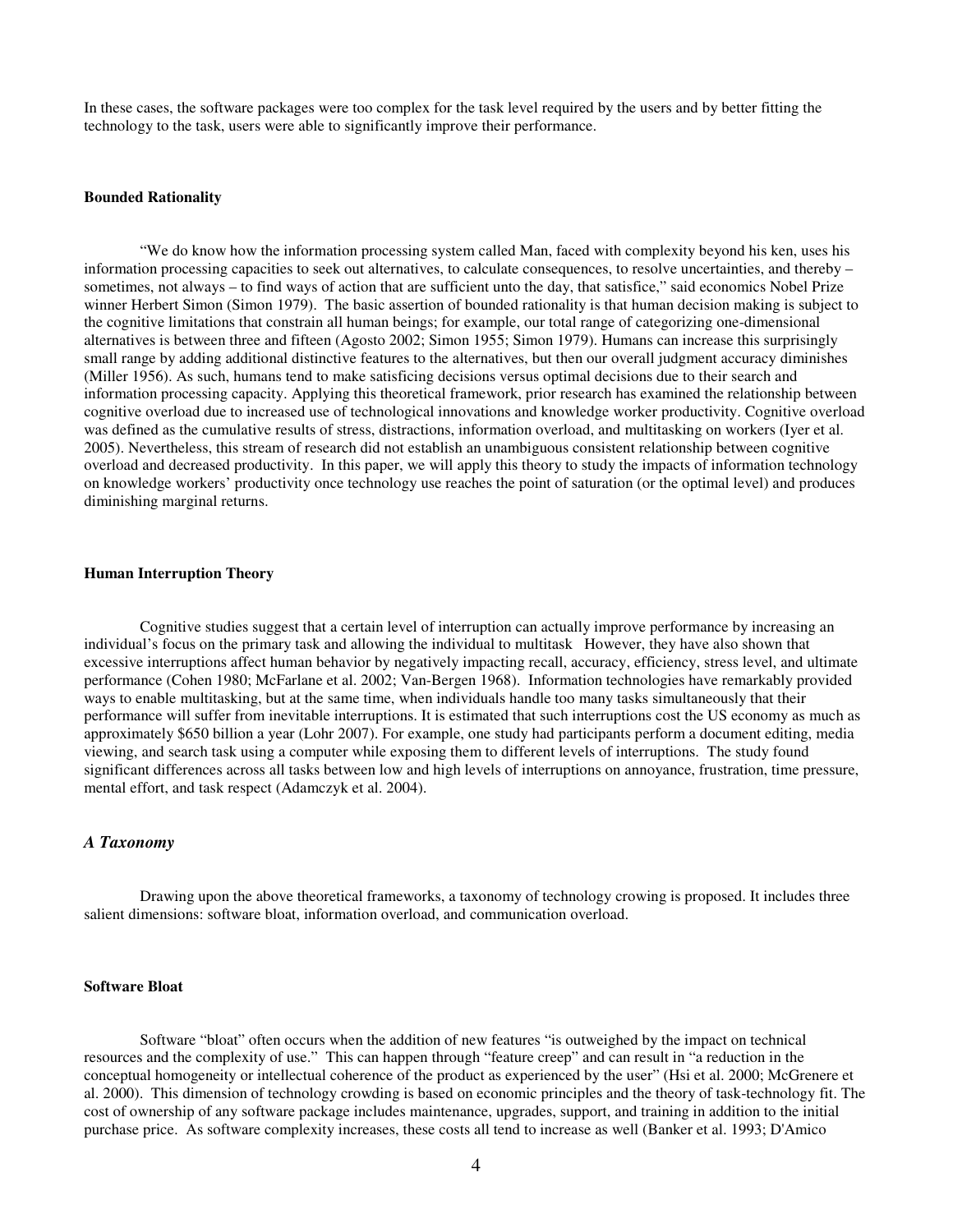In these cases, the software packages were too complex for the task level required by the users and by better fitting the technology to the task, users were able to significantly improve their performance.

**Bounded Rationality**

"We do know how the information processing system called Man, faced with complexity beyond his ken, uses his information processing capacities to seek out alternatives, to calculate consequences, to resolve uncertainties, and thereby – sometimes, not always – to find ways of action that are sufficient unto the day, that satisfice," said economics Nobel Prize winner Herbert Simon (Simon 1979). The basic assertion of bounded rationality is that human decision making is subject to the cognitive limitations that constrain all human beings; for example, our total range of categorizing one-dimensional alternatives is between three and fifteen (Agosto 2002; Simon 1955; Simon 1979). Humans can increase this surprisingly small range by adding additional distinctive features to the alternatives, but then our overall judgment accuracy diminishes (Miller 1956). As such, humans tend to make satisficing decisions versus optimal decisions due to their search and information processing capacity. Applying this theoretical framework, prior research has examined the relationship between cognitive overload due to increased use of technological innovations and knowledge worker productivity. Cognitive overload was defined as the cumulative results of stress, distractions, information overload, and multitasking on workers (Iyer et al. 2005). Nevertheless, this stream of research did not establish an unambiguous consistent relationship between cognitive overload and decreased productivity. In this paper, we will apply this theory to study the impacts of information technology on knowledge workers' productivity once technology use reaches the point of saturation (or the optimal level) and produces diminishing marginal returns.

**Human Interruption Theory**

Cognitive studies suggest that a certain level of interruption can actually improve performance by increasing an individual's focus on the primary task and allowing the individual to multitask However, they have also shown that excessive interruptions affect human behavior by negatively impacting recall, accuracy, efficiency, stress level, and ultimate performance (Cohen 1980; McFarlane et al. 2002; Van-Bergen 1968). Information technologies have remarkably provided ways to enable multitasking, but at the same time, when individuals handle too many tasks simultaneously that their performance will suffer from inevitable interruptions. It is estimated that such interruptions cost the US economy as much as approximately $650 billion a year (Lohr 2007). For example, one study had participants perform a document editing, media viewing, and search task using a computer while exposing them to different levels of interruptions. The study found significant differences across all tasks between low and high levels of interruptions on annoyance, frustration, time pressure, mental effort, and task respect (Adamczyk et al. 2004).

## *A Taxonomy*

Drawing upon the above theoretical frameworks, a taxonomy of technology crowing is proposed. It includes three salient dimensions: software bloat, information overload, and communication overload.

**Software Bloat**

Software "bloat" often occurs when the addition of new features "is outweighed by the impact on technical resources and the complexity of use." This can happen through "feature creep" and can result in "a reduction in the conceptual homogeneity or intellectual coherence of the product as experienced by the user" (Hsi et al. 2000; McGrenere et al. 2000). This dimension of technology crowding is based on economic principles and the theory of task-technology fit. The cost of ownership of any software package includes maintenance, upgrades, support, and training in addition to the initial purchase price. As software complexity increases, these costs all tend to increase as well (Banker et al. 1993; D'Amico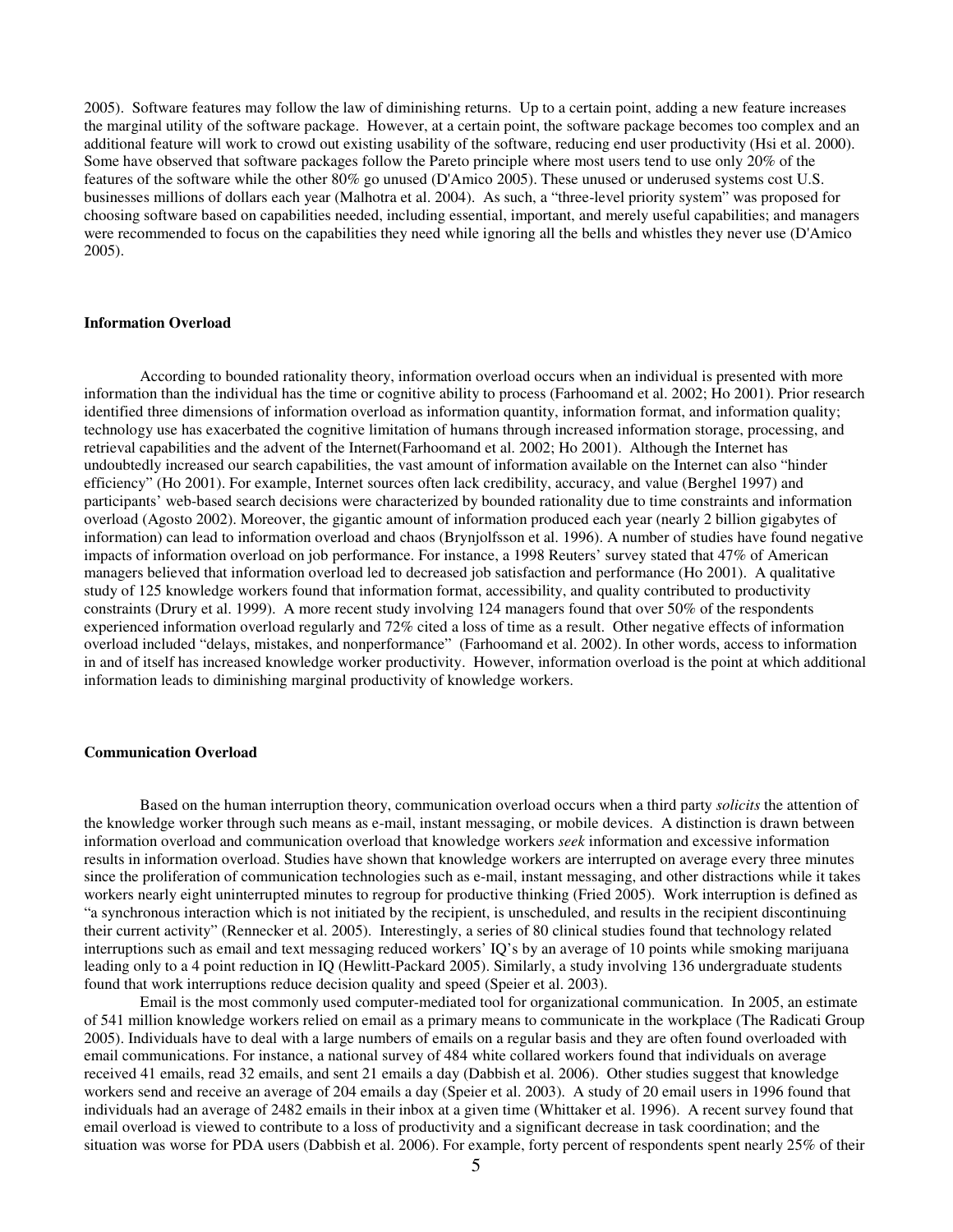2005). Software features may follow the law of diminishing returns. Up to a certain point, adding a new feature increases the marginal utility of the software package. However, at a certain point, the software package becomes too complex and an additional feature will work to crowd out existing usability of the software, reducing end user productivity (Hsi et al. 2000). Some have observed that software packages follow the Pareto principle where most users tend to use only 20% of the features of the software while the other 80% go unused (D'Amico 2005). These unused or underused systems cost U.S. businesses millions of dollars each year (Malhotra et al. 2004). As such, a "three-level priority system" was proposed for choosing software based on capabilities needed, including essential, important, and merely useful capabilities; and managers were recommended to focus on the capabilities they need while ignoring all the bells and whistles they never use (D'Amico 2005).

**Information Overload**

According to bounded rationality theory, information overload occurs when an individual is presented with more information than the individual has the time or cognitive ability to process (Farhoomand et al. 2002; Ho 2001). Prior research identified three dimensions of information overload as information quantity, information format, and information quality; technology use has exacerbated the cognitive limitation of humans through increased information storage, processing, and retrieval capabilities and the advent of the Internet(Farhoomand et al. 2002; Ho 2001). Although the Internet has undoubtedly increased our search capabilities, the vast amount of information available on the Internet can also "hinder efficiency" (Ho 2001). For example, Internet sources often lack credibility, accuracy, and value (Berghel 1997) and participants' web-based search decisions were characterized by bounded rationality due to time constraints and information overload (Agosto 2002). Moreover, the gigantic amount of information produced each year (nearly 2 billion gigabytes of information) can lead to information overload and chaos (Brynjolfsson et al. 1996). A number of studies have found negative impacts of information overload on job performance. For instance, a 1998 Reuters' survey stated that 47% of American managers believed that information overload led to decreased job satisfaction and performance (Ho 2001). A qualitative study of 125 knowledge workers found that information format, accessibility, and quality contributed to productivity constraints (Drury et al. 1999). A more recent study involving 124 managers found that over 50% of the respondents experienced information overload regularly and 72% cited a loss of time as a result. Other negative effects of information overload included "delays, mistakes, and nonperformance" (Farhoomand et al. 2002). In other words, access to information in and of itself has increased knowledge worker productivity. However, information overload is the point at which additional information leads to diminishing marginal productivity of knowledge workers.

**Communication Overload**

Based on the human interruption theory, communication overload occurs when a third party *solicits* the attention of the knowledge worker through such means as e-mail, instant messaging, or mobile devices. A distinction is drawn between information overload and communication overload that knowledge workers *seek* information and excessive information results in information overload. Studies have shown that knowledge workers are interrupted on average every three minutes since the proliferation of communication technologies such as e-mail, instant messaging, and other distractions while it takes workers nearly eight uninterrupted minutes to regroup for productive thinking (Fried 2005). Work interruption is defined as "a synchronous interaction which is not initiated by the recipient, is unscheduled, and results in the recipient discontinuing their current activity" (Rennecker et al. 2005). Interestingly, a series of 80 clinical studies found that technology related interruptions such as email and text messaging reduced workers' IQ's by an average of 10 points while smoking marijuana leading only to a 4 point reduction in IQ (Hewlitt-Packard 2005). Similarly, a study involving 136 undergraduate students found that work interruptions reduce decision quality and speed (Speier et al. 2003).

Email is the most commonly used computer-mediated tool for organizational communication. In 2005, an estimate of 541 million knowledge workers relied on email as a primary means to communicate in the workplace (The Radicati Group 2005). Individuals have to deal with a large numbers of emails on a regular basis and they are often found overloaded with email communications. For instance, a national survey of 484 white collared workers found that individuals on average received 41 emails, read 32 emails, and sent 21 emails a day (Dabbish et al. 2006). Other studies suggest that knowledge workers send and receive an average of 204 emails a day (Speier et al. 2003). A study of 20 email users in 1996 found that individuals had an average of 2482 emails in their inbox at a given time (Whittaker et al. 1996). A recent survey found that email overload is viewed to contribute to a loss of productivity and a significant decrease in task coordination; and the situation was worse for PDA users (Dabbish et al. 2006). For example, forty percent of respondents spent nearly 25% of their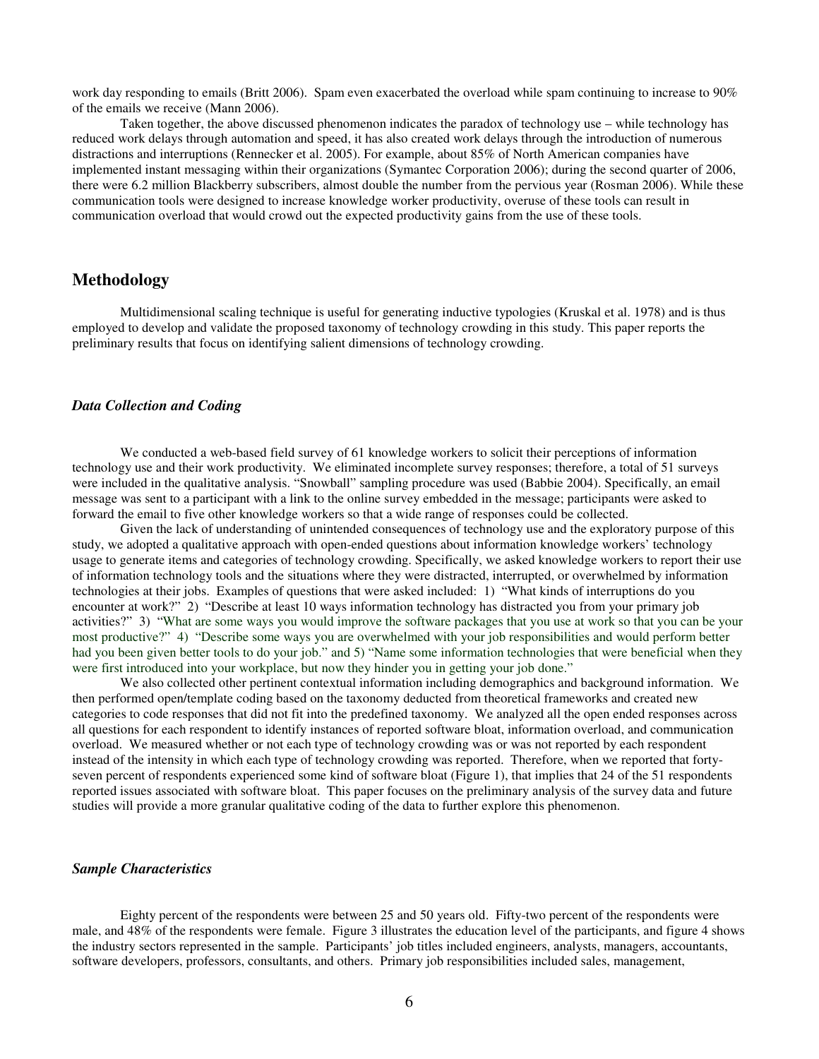work day responding to emails (Britt 2006). Spam even exacerbated the overload while spam continuing to increase to 90% of the emails we receive (Mann 2006).

Taken together, the above discussed phenomenon indicates the paradox of technology use – while technology has reduced work delays through automation and speed, it has also created work delays through the introduction of numerous distractions and interruptions (Rennecker et al. 2005). For example, about 85% of North American companies have implemented instant messaging within their organizations (Symantec Corporation 2006); during the second quarter of 2006, there were 6.2 million Blackberry subscribers, almost double the number from the pervious year (Rosman 2006). While these communication tools were designed to increase knowledge worker productivity, overuse of these tools can result in communication overload that would crowd out the expected productivity gains from the use of these tools.

## Methodology

Multidimensional scaling technique is useful for generating inductive typologies (Kruskal et al. 1978) and is thus employed to develop and validate the proposed taxonomy of technology crowding in this study. This paper reports the preliminary results that focus on identifying salient dimensions of technology crowding.

### *Data Collection and Coding*

We conducted a web-based field survey of 61 knowledge workers to solicit their perceptions of information technology use and their work productivity. We eliminated incomplete survey responses; therefore, a total of 51 surveys were included in the qualitative analysis. "Snowball" sampling procedure was used (Babbie 2004). Specifically, an email message was sent to a participant with a link to the online survey embedded in the message; participants were asked to forward the email to five other knowledge workers so that a wide range of responses could be collected.

Given the lack of understanding of unintended consequences of technology use and the exploratory purpose of this study, we adopted a qualitative approach with open-ended questions about information knowledge workers' technology usage to generate items and categories of technology crowding. Specifically, we asked knowledge workers to report their use of information technology tools and the situations where they were distracted, interrupted, or overwhelmed by information technologies at their jobs. Examples of questions that were asked included: 1) "What kinds of interruptions do you encounter at work?" 2) "Describe at least 10 ways information technology has distracted you from your primary job activities?" 3) "What are some ways you would improve the software packages that you use at work so that you can be your most productive?" 4) "Describe some ways you are overwhelmed with your job responsibilities and would perform better had you been given better tools to do your job." and 5) "Name some information technologies that were beneficial when they were first introduced into your workplace, but now they hinder you in getting your job done."

We also collected other pertinent contextual information including demographics and background information. We then performed open/template coding based on the taxonomy deducted from theoretical frameworks and created new categories to code responses that did not fit into the predefined taxonomy. We analyzed all the open ended responses across all questions for each respondent to identify instances of reported software bloat, information overload, and communication overload. We measured whether or not each type of technology crowding was or was not reported by each respondent instead of the intensity in which each type of technology crowding was reported. Therefore, when we reported that forty-seven percent of respondents experienced some kind of software bloat (Figure 1), that implies that 24 of the 51 respondents reported issues associated with software bloat. This paper focuses on the preliminary analysis of the survey data and future studies will provide a more granular qualitative coding of the data to further explore this phenomenon.

### *Sample Characteristics*

Eighty percent of the respondents were between 25 and 50 years old. Fifty-two percent of the respondents were male, and 48% of the respondents were female. Figure 3 illustrates the education level of the participants, and figure 4 shows the industry sectors represented in the sample. Participants' job titles included engineers, analysts, managers, accountants, software developers, professors, consultants, and others. Primary job responsibilities included sales, management,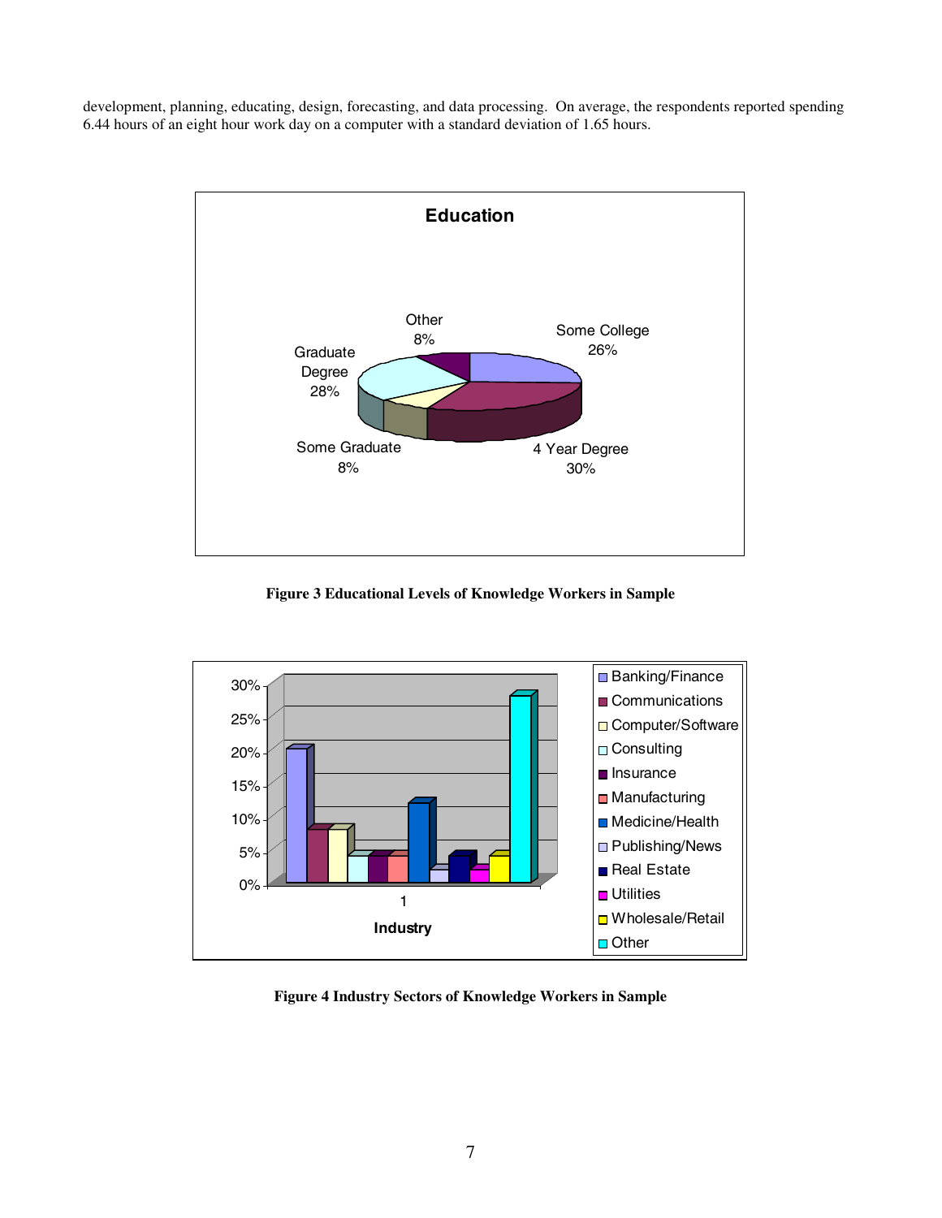development, planning, educating, design, forecasting, and data processing. On average, the respondents reported spending 6.44 hours of an eight hour work day on a computer with a standard deviation of 1.65 hours.

**Figure 3 Educational Levels of Knowledge Workers in Sample**

**Figure 4 Industry Sectors of Knowledge Workers in Sample**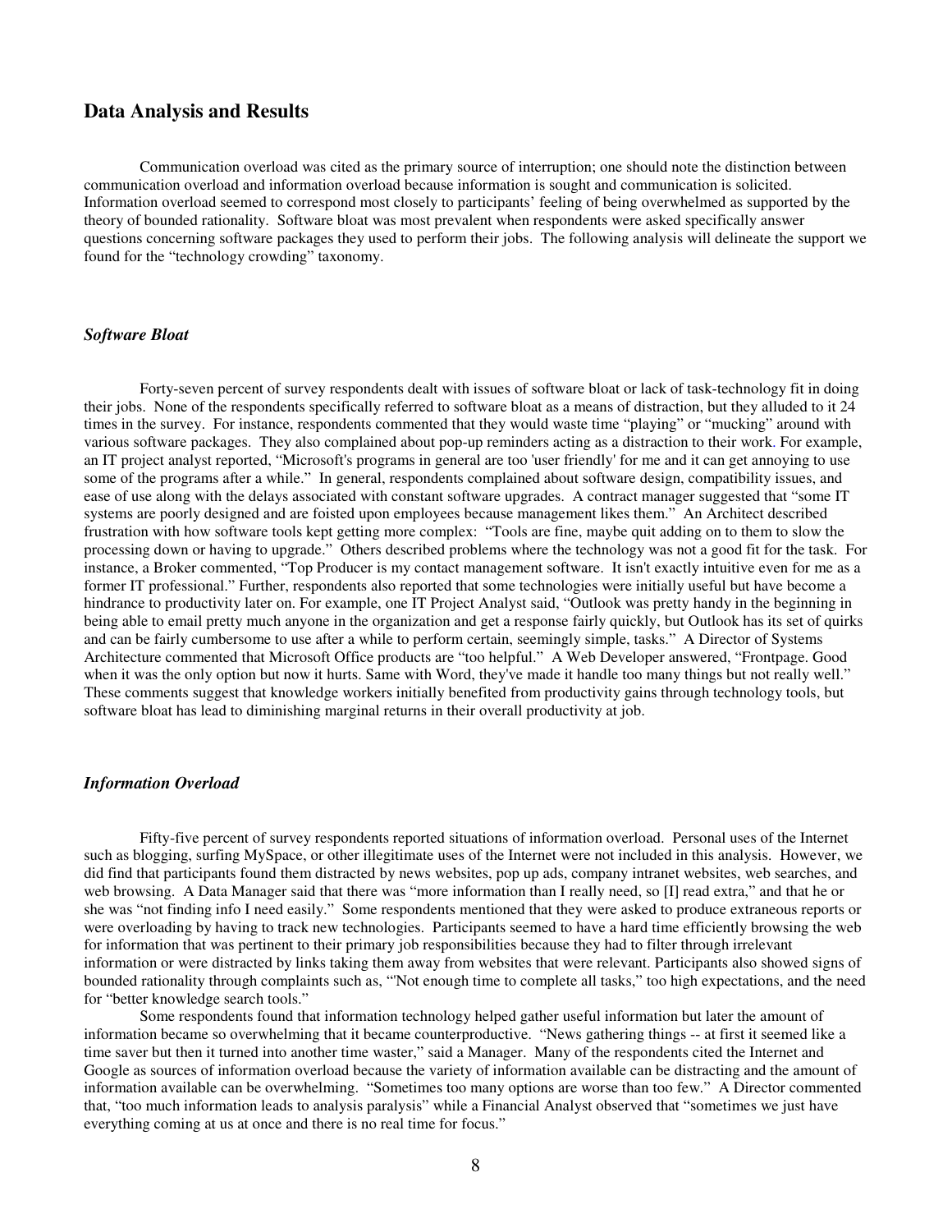## Data Analysis and Results

Communication overload was cited as the primary source of interruption; one should note the distinction between communication overload and information overload because information is sought and communication is solicited. Information overload seemed to correspond most closely to participants' feeling of being overwhelmed as supported by the theory of bounded rationality. Software bloat was most prevalent when respondents were asked specifically answer questions concerning software packages they used to perform their jobs. The following analysis will delineate the support we found for the "technology crowding" taxonomy.

### *Software Bloat*

Forty-seven percent of survey respondents dealt with issues of software bloat or lack of task-technology fit in doing their jobs. None of the respondents specifically referred to software bloat as a means of distraction, but they alluded to it 24 times in the survey. For instance, respondents commented that they would waste time "playing" or "mucking" around with various software packages. They also complained about pop-up reminders acting as a distraction to their work. For example, an IT project analyst reported, "Microsoft's programs in general are too 'user friendly' for me and it can get annoying to use some of the programs after a while." In general, respondents complained about software design, compatibility issues, and ease of use along with the delays associated with constant software upgrades. A contract manager suggested that "some IT systems are poorly designed and are foisted upon employees because management likes them." An Architect described frustration with how software tools kept getting more complex: "Tools are fine, maybe quit adding on to them to slow the processing down or having to upgrade." Others described problems where the technology was not a good fit for the task. For instance, a Broker commented, "Top Producer is my contact management software. It isn't exactly intuitive even for me as a former IT professional." Further, respondents also reported that some technologies were initially useful but have become a hindrance to productivity later on. For example, one IT Project Analyst said, "Outlook was pretty handy in the beginning in being able to email pretty much anyone in the organization and get a response fairly quickly, but Outlook has its set of quirks and can be fairly cumbersome to use after a while to perform certain, seemingly simple, tasks." A Director of Systems Architecture commented that Microsoft Office products are "too helpful." A Web Developer answered, "Frontpage. Good when it was the only option but now it hurts. Same with Word, they've made it handle too many things but not really well." These comments suggest that knowledge workers initially benefited from productivity gains through technology tools, but software bloat has lead to diminishing marginal returns in their overall productivity at job.

### *Information Overload*

Fifty-five percent of survey respondents reported situations of information overload. Personal uses of the Internet such as blogging, surfing MySpace, or other illegitimate uses of the Internet were not included in this analysis. However, we did find that participants found them distracted by news websites, pop up ads, company intranet websites, web searches, and web browsing. A Data Manager said that there was "more information than I really need, so [I] read extra," and that he or she was "not finding info I need easily." Some respondents mentioned that they were asked to produce extraneous reports or were overloading by having to track new technologies. Participants seemed to have a hard time efficiently browsing the web for information that was pertinent to their primary job responsibilities because they had to filter through irrelevant information or were distracted by links taking them away from websites that were relevant. Participants also showed signs of bounded rationality through complaints such as, "Not enough time to complete all tasks," too high expectations, and the need for "better knowledge search tools."

Some respondents found that information technology helped gather useful information but later the amount of information became so overwhelming that it became counterproductive. "News gathering things -- at first it seemed like a time saver but then it turned into another time waster," said a Manager. Many of the respondents cited the Internet and Google as sources of information overload because the variety of information available can be distracting and the amount of information available can be overwhelming. "Sometimes too many options are worse than too few." A Director commented that, "too much information leads to analysis paralysis" while a Financial Analyst observed that "sometimes we just have everything coming at us at once and there is no real time for focus."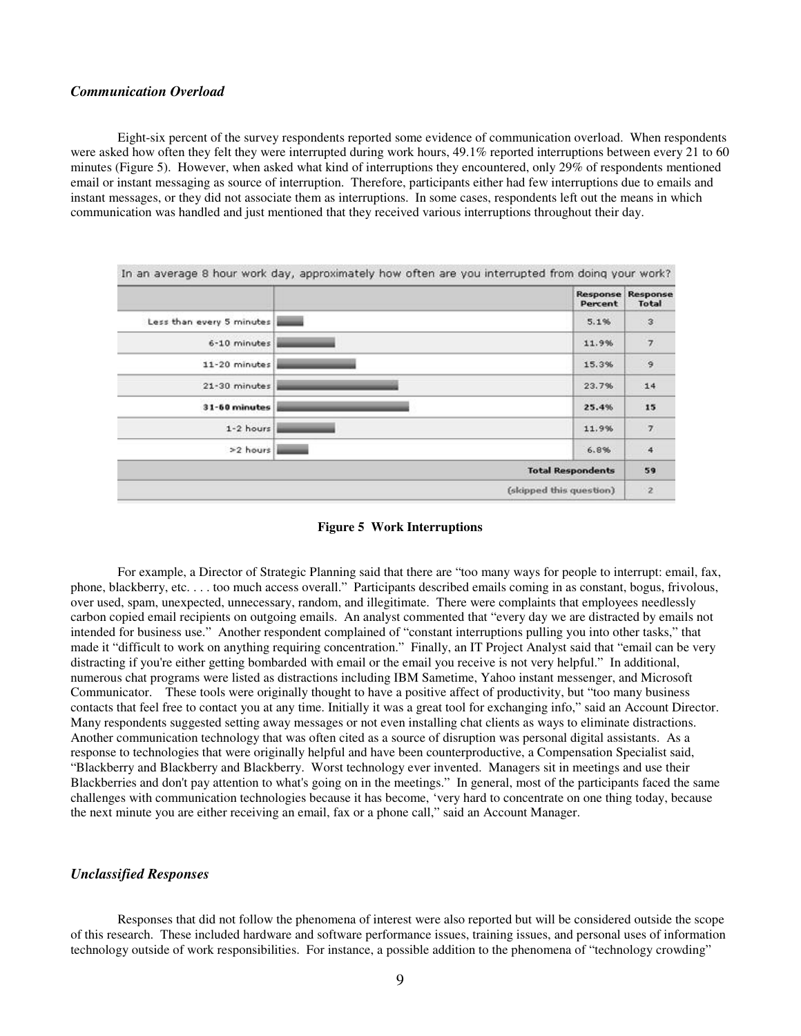### *Communication Overload*

Eight-six percent of the survey respondents reported some evidence of communication overload. When respondents were asked how often they felt they were interrupted during work hours, 49.1% reported interruptions between every 21 to 60 minutes (Figure 5). However, when asked what kind of interruptions they encountered, only 29% of respondents mentioned email or instant messaging as source of interruption. Therefore, participants either had few interruptions due to emails and instant messages, or they did not associate them as interruptions. In some cases, respondents left out the means in which communication was handled and just mentioned that they received various interruptions throughout their day.

In an average 8 hour work day, approximately how often are you interrupted from doing your work?

| | Response Percent | Response Total |
|---|---|---|
| Less than every 5 minutes | 5.1% | 3 |
| 6-10 minutes | 11.9% | 7 |
| 11-20 minutes | 15.3% | 9 |
| 21-30 minutes | 23.7% | 14 |
| **31-60 minutes** | **25.4%** | **15** |
| 1-2 hours | 11.9% | 7 |
| >2 hours | 6.8% | 4 |
| | **Total Respondents** | **59** |
| | (skipped this question) | 2 |

**Figure 5 Work Interruptions**

For example, a Director of Strategic Planning said that there are "too many ways for people to interrupt: email, fax, phone, blackberry, etc. . . . too much access overall." Participants described emails coming in as constant, bogus, frivolous, over used, spam, unexpected, unnecessary, random, and illegitimate. There were complaints that employees needlessly carbon copied email recipients on outgoing emails. An analyst commented that "every day we are distracted by emails not intended for business use." Another respondent complained of "constant interruptions pulling you into other tasks," that made it "difficult to work on anything requiring concentration." Finally, an IT Project Analyst said that "email can be very distracting if you're either getting bombarded with email or the email you receive is not very helpful." In additional, numerous chat programs were listed as distractions including IBM Sametime, Yahoo instant messenger, and Microsoft Communicator. These tools were originally thought to have a positive affect of productivity, but "too many business contacts that feel free to contact you at any time. Initially it was a great tool for exchanging info," said an Account Director. Many respondents suggested setting away messages or not even installing chat clients as ways to eliminate distractions. Another communication technology that was often cited as a source of disruption was personal digital assistants. As a response to technologies that were originally helpful and have been counterproductive, a Compensation Specialist said, "Blackberry and Blackberry and Blackberry. Worst technology ever invented. Managers sit in meetings and use their Blackberries and don't pay attention to what's going on in the meetings." In general, most of the participants faced the same challenges with communication technologies because it has become, 'very hard to concentrate on one thing today, because the next minute you are either receiving an email, fax or a phone call," said an Account Manager.

### *Unclassified Responses*

Responses that did not follow the phenomena of interest were also reported but will be considered outside the scope of this research. These included hardware and software performance issues, training issues, and personal uses of information technology outside of work responsibilities. For instance, a possible addition to the phenomena of "technology crowding"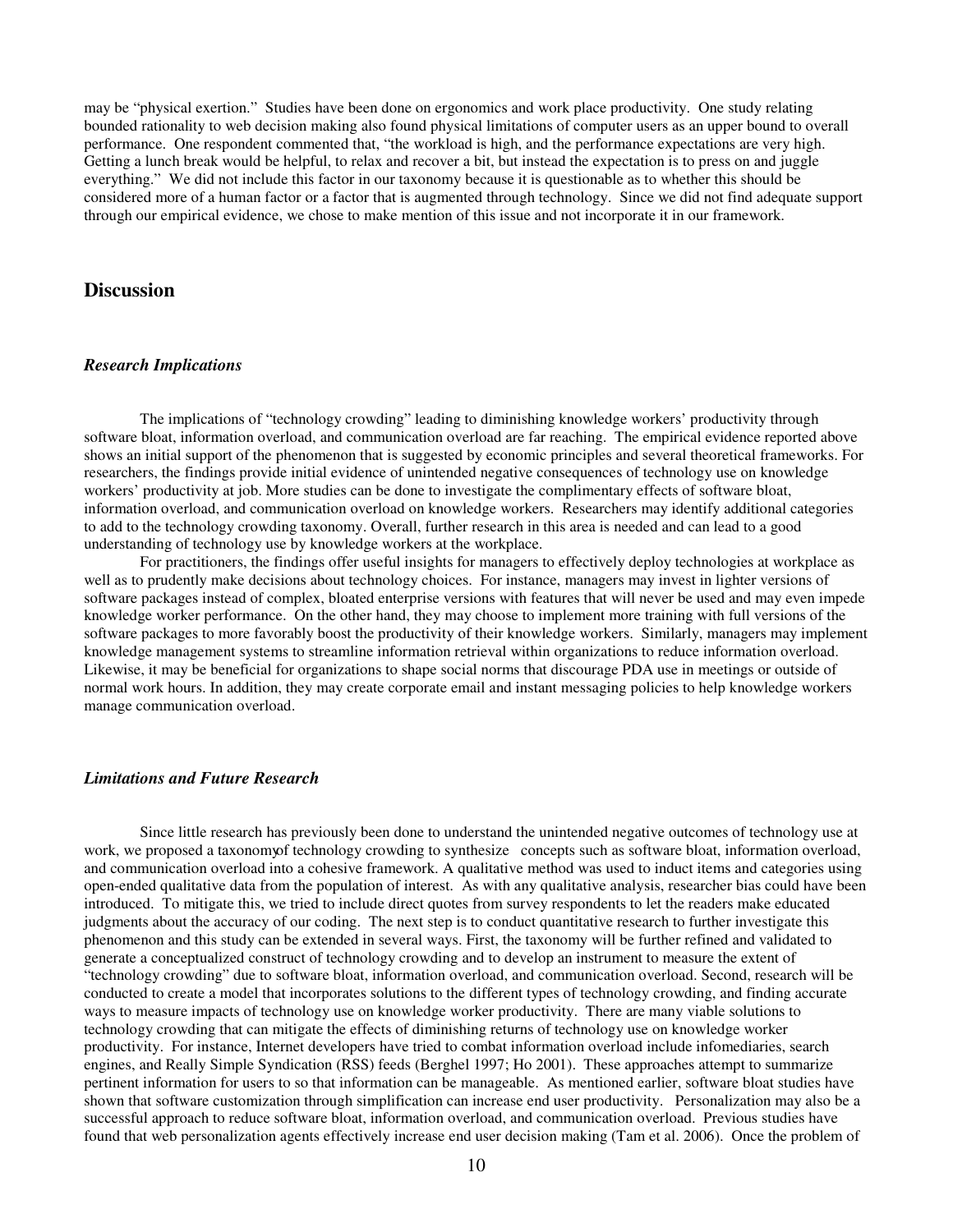may be "physical exertion." Studies have been done on ergonomics and work place productivity. One study relating bounded rationality to web decision making also found physical limitations of computer users as an upper bound to overall performance. One respondent commented that, "the workload is high, and the performance expectations are very high. Getting a lunch break would be helpful, to relax and recover a bit, but instead the expectation is to press on and juggle everything." We did not include this factor in our taxonomy because it is questionable as to whether this should be considered more of a human factor or a factor that is augmented through technology. Since we did not find adequate support through our empirical evidence, we chose to make mention of this issue and not incorporate it in our framework.

## Discussion

### *Research Implications*

The implications of "technology crowding" leading to diminishing knowledge workers' productivity through software bloat, information overload, and communication overload are far reaching. The empirical evidence reported above shows an initial support of the phenomenon that is suggested by economic principles and several theoretical frameworks. For researchers, the findings provide initial evidence of unintended negative consequences of technology use on knowledge workers' productivity at job. More studies can be done to investigate the complimentary effects of software bloat, information overload, and communication overload on knowledge workers. Researchers may identify additional categories to add to the technology crowding taxonomy. Overall, further research in this area is needed and can lead to a good understanding of technology use by knowledge workers at the workplace.

For practitioners, the findings offer useful insights for managers to effectively deploy technologies at workplace as well as to prudently make decisions about technology choices. For instance, managers may invest in lighter versions of software packages instead of complex, bloated enterprise versions with features that will never be used and may even impede knowledge worker performance. On the other hand, they may choose to implement more training with full versions of the software packages to more favorably boost the productivity of their knowledge workers. Similarly, managers may implement knowledge management systems to streamline information retrieval within organizations to reduce information overload. Likewise, it may be beneficial for organizations to shape social norms that discourage PDA use in meetings or outside of normal work hours. In addition, they may create corporate email and instant messaging policies to help knowledge workers manage communication overload.

### *Limitations and Future Research*

Since little research has previously been done to understand the unintended negative outcomes of technology use at work, we proposed a taxonomyof technology crowding to synthesize concepts such as software bloat, information overload, and communication overload into a cohesive framework. A qualitative method was used to induct items and categories using open-ended qualitative data from the population of interest. As with any qualitative analysis, researcher bias could have been introduced. To mitigate this, we tried to include direct quotes from survey respondents to let the readers make educated judgments about the accuracy of our coding. The next step is to conduct quantitative research to further investigate this phenomenon and this study can be extended in several ways. First, the taxonomy will be further refined and validated to generate a conceptualized construct of technology crowding and to develop an instrument to measure the extent of "technology crowding" due to software bloat, information overload, and communication overload. Second, research will be conducted to create a model that incorporates solutions to the different types of technology crowding, and finding accurate ways to measure impacts of technology use on knowledge worker productivity. There are many viable solutions to technology crowding that can mitigate the effects of diminishing returns of technology use on knowledge worker productivity. For instance, Internet developers have tried to combat information overload include infomediaries, search engines, and Really Simple Syndication (RSS) feeds (Berghel 1997; Ho 2001). These approaches attempt to summarize pertinent information for users to so that information can be manageable. As mentioned earlier, software bloat studies have shown that software customization through simplification can increase end user productivity. Personalization may also be a successful approach to reduce software bloat, information overload, and communication overload. Previous studies have found that web personalization agents effectively increase end user decision making (Tam et al. 2006). Once the problem of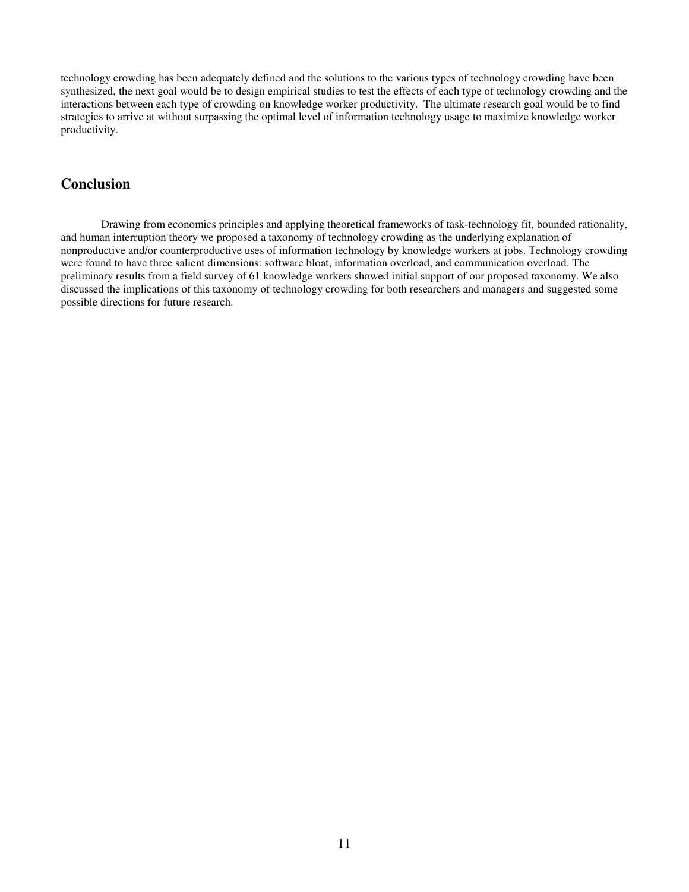technology crowding has been adequately defined and the solutions to the various types of technology crowding have been synthesized, the next goal would be to design empirical studies to test the effects of each type of technology crowding and the interactions between each type of crowding on knowledge worker productivity. The ultimate research goal would be to find strategies to arrive at without surpassing the optimal level of information technology usage to maximize knowledge worker productivity.

## Conclusion

Drawing from economics principles and applying theoretical frameworks of task-technology fit, bounded rationality, and human interruption theory we proposed a taxonomy of technology crowding as the underlying explanation of nonproductive and/or counterproductive uses of information technology by knowledge workers at jobs. Technology crowding were found to have three salient dimensions: software bloat, information overload, and communication overload. The preliminary results from a field survey of 61 knowledge workers showed initial support of our proposed taxonomy. We also discussed the implications of this taxonomy of technology crowding for both researchers and managers and suggested some possible directions for future research.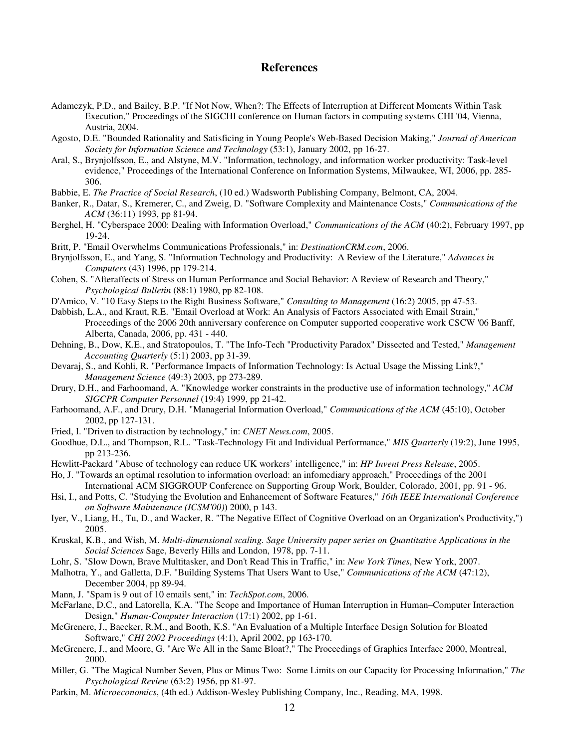# References

Adamczyk, P.D., and Bailey, B.P. "If Not Now, When?: The Effects of Interruption at Different Moments Within Task Execution," Proceedings of the SIGCHI conference on Human factors in computing systems CHI '04, Vienna, Austria, 2004.

Agosto, D.E. "Bounded Rationality and Satisficing in Young People's Web-Based Decision Making," *Journal of American Society for Information Science and Technology* (53:1), January 2002, pp 16-27.

Aral, S., Brynjolfsson, E., and Alstyne, M.V. "Information, technology, and information worker productivity: Task-level evidence," Proceedings of the International Conference on Information Systems, Milwaukee, WI, 2006, pp. 285-306.

Babbie, E. *The Practice of Social Research*, (10 ed.) Wadsworth Publishing Company, Belmont, CA, 2004.

Banker, R., Datar, S., Kremerer, C., and Zweig, D. "Software Complexity and Maintenance Costs," *Communications of the ACM* (36:11) 1993, pp 81-94.

Berghel, H. "Cyberspace 2000: Dealing with Information Overload," *Communications of the ACM* (40:2), February 1997, pp 19-24.

Britt, P. "Email Overwhelms Communications Professionals," in: *DestinationCRM.com*, 2006.

Brynjolfsson, E., and Yang, S. "Information Technology and Productivity: A Review of the Literature," *Advances in Computers* (43) 1996, pp 179-214.

Cohen, S. "Afteraffects of Stress on Human Performance and Social Behavior: A Review of Research and Theory," *Psychological Bulletin* (88:1) 1980, pp 82-108.

D'Amico, V. "10 Easy Steps to the Right Business Software," *Consulting to Management* (16:2) 2005, pp 47-53.

Dabbish, L.A., and Kraut, R.E. "Email Overload at Work: An Analysis of Factors Associated with Email Strain," Proceedings of the 2006 20th anniversary conference on Computer supported cooperative work CSCW '06 Banff, Alberta, Canada, 2006, pp. 431 - 440.

Dehning, B., Dow, K.E., and Stratopoulos, T. "The Info-Tech "Productivity Paradox" Dissected and Tested," *Management Accounting Quarterly* (5:1) 2003, pp 31-39.

Devaraj, S., and Kohli, R. "Performance Impacts of Information Technology: Is Actual Usage the Missing Link?," *Management Science* (49:3) 2003, pp 273-289.

Drury, D.H., and Farhoomand, A. "Knowledge worker constraints in the productive use of information technology," *ACM SIGCPR Computer Personnel* (19:4) 1999, pp 21-42.

Farhoomand, A.F., and Drury, D.H. "Managerial Information Overload," *Communications of the ACM* (45:10), October 2002, pp 127-131.

Fried, I. "Driven to distraction by technology," in: *CNET News.com*, 2005.

Goodhue, D.L., and Thompson, R.L. "Task-Technology Fit and Individual Performance," *MIS Quarterly* (19:2), June 1995, pp 213-236.

Hewlitt-Packard "Abuse of technology can reduce UK workers' intelligence," in: *HP Invent Press Release*, 2005.

Ho, J. "Towards an optimal resolution to information overload: an infomediary approach," Proceedings of the 2001 International ACM SIGGROUP Conference on Supporting Group Work, Boulder, Colorado, 2001, pp. 91 - 96.

Hsi, I., and Potts, C. "Studying the Evolution and Enhancement of Software Features," *16th IEEE International Conference on Software Maintenance (ICSM'00)*) 2000, p 143.

Iyer, V., Liang, H., Tu, D., and Wacker, R. "The Negative Effect of Cognitive Overload on an Organization's Productivity,") 2005.

Kruskal, K.B., and Wish, M. *Multi-dimensional scaling. Sage University paper series on Quantitative Applications in the Social Sciences* Sage, Beverly Hills and London, 1978, pp. 7-11.

Lohr, S. "Slow Down, Brave Multitasker, and Don't Read This in Traffic," in: *New York Times*, New York, 2007.

Malhotra, Y., and Galletta, D.F. "Building Systems That Users Want to Use," *Communications of the ACM* (47:12), December 2004, pp 89-94.

Mann, J. "Spam is 9 out of 10 emails sent," in: *TechSpot.com*, 2006.

McFarlane, D.C., and Latorella, K.A. "The Scope and Importance of Human Interruption in Human–Computer Interaction Design," *Human-Computer Interaction* (17:1) 2002, pp 1-61.

McGrenere, J., Baecker, R.M., and Booth, K.S. "An Evaluation of a Multiple Interface Design Solution for Bloated Software," *CHI 2002 Proceedings* (4:1), April 2002, pp 163-170.

McGrenere, J., and Moore, G. "Are We All in the Same Bloat?," The Proceedings of Graphics Interface 2000, Montreal, 2000.

Miller, G. "The Magical Number Seven, Plus or Minus Two: Some Limits on our Capacity for Processing Information," *The Psychological Review* (63:2) 1956, pp 81-97.

Parkin, M. *Microeconomics*, (4th ed.) Addison-Wesley Publishing Company, Inc., Reading, MA, 1998.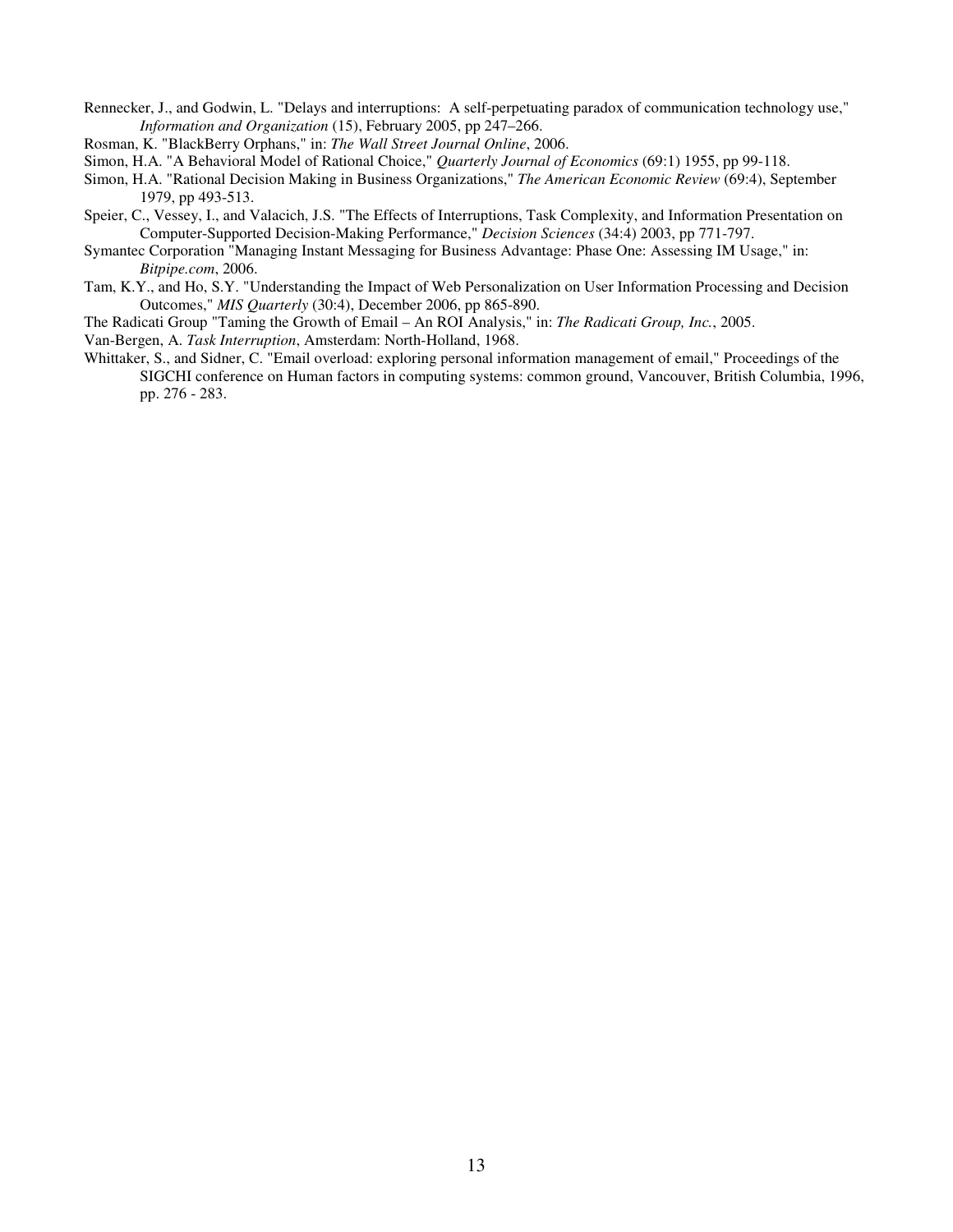Rennecker, J., and Godwin, L. "Delays and interruptions: A self-perpetuating paradox of communication technology use," *Information and Organization* (15), February 2005, pp 247–266.

Rosman, K. "BlackBerry Orphans," in: *The Wall Street Journal Online*, 2006.

Simon, H.A. "A Behavioral Model of Rational Choice," *Quarterly Journal of Economics* (69:1) 1955, pp 99-118.

Simon, H.A. "Rational Decision Making in Business Organizations," *The American Economic Review* (69:4), September 1979, pp 493-513.

Speier, C., Vessey, I., and Valacich, J.S. "The Effects of Interruptions, Task Complexity, and Information Presentation on Computer-Supported Decision-Making Performance," *Decision Sciences* (34:4) 2003, pp 771-797.

Symantec Corporation "Managing Instant Messaging for Business Advantage: Phase One: Assessing IM Usage," in: *Bitpipe.com*, 2006.

Tam, K.Y., and Ho, S.Y. "Understanding the Impact of Web Personalization on User Information Processing and Decision Outcomes," *MIS Quarterly* (30:4), December 2006, pp 865-890.

The Radicati Group "Taming the Growth of Email – An ROI Analysis," in: *The Radicati Group, Inc.*, 2005.

Van-Bergen, A. *Task Interruption*, Amsterdam: North-Holland, 1968.

Whittaker, S., and Sidner, C. "Email overload: exploring personal information management of email," Proceedings of the SIGCHI conference on Human factors in computing systems: common ground, Vancouver, British Columbia, 1996, pp. 276 - 283.